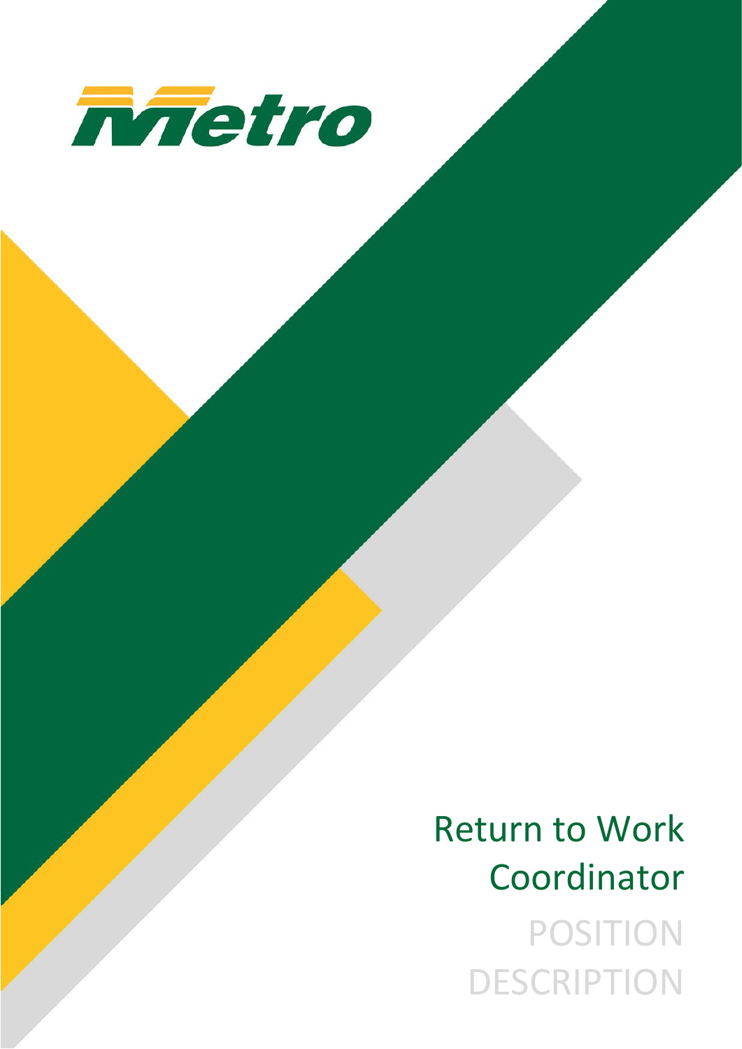Metro

# Return to Work Coordinator

POSITION DESCRIPTION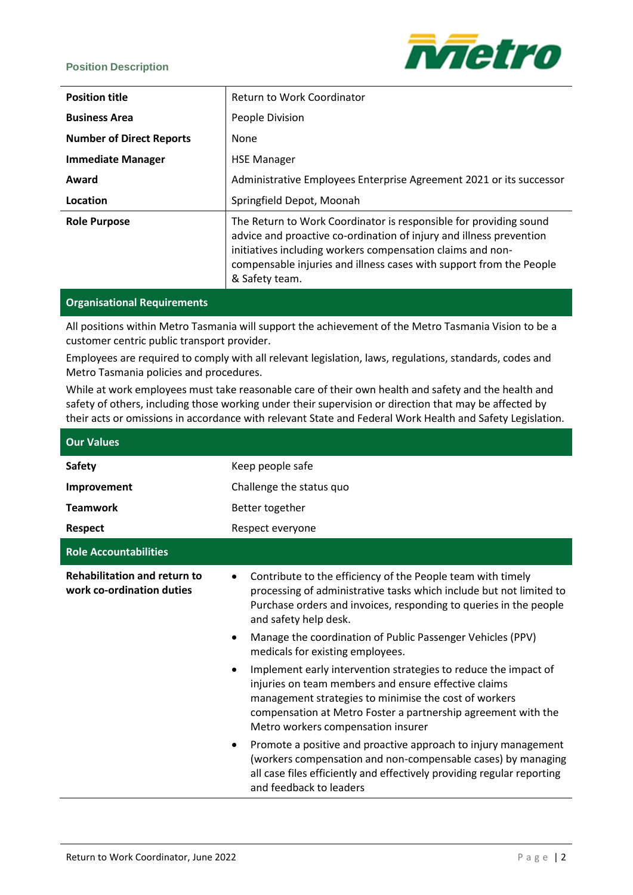Position Description

| Position title | Return to Work Coordinator |
|---|---|
| Business Area | People Division |
| Number of Direct Reports | None |
| Immediate Manager | HSE Manager |
| Award | Administrative Employees Enterprise Agreement 2021 or its successor |
| Location | Springfield Depot, Moonah |
| Role Purpose | The Return to Work Coordinator is responsible for providing sound advice and proactive co-ordination of injury and illness prevention initiatives including workers compensation claims and non-compensable injuries and illness cases with support from the People & Safety team. |

## Organisational Requirements

All positions within Metro Tasmania will support the achievement of the Metro Tasmania Vision to be a customer centric public transport provider.

Employees are required to comply with all relevant legislation, laws, regulations, standards, codes and Metro Tasmania policies and procedures.

While at work employees must take reasonable care of their own health and safety and the health and safety of others, including those working under their supervision or direction that may be affected by their acts or omissions in accordance with relevant State and Federal Work Health and Safety Legislation.

## Our Values

| | |
|---|---|
| **Safety** | Keep people safe |
| **Improvement** | Challenge the status quo |
| **Teamwork** | Better together |
| **Respect** | Respect everyone |

## Role Accountabilities

**Rehabilitation and return to work co-ordination duties**

- Contribute to the efficiency of the People team with timely processing of administrative tasks which include but not limited to Purchase orders and invoices, responding to queries in the people and safety help desk.
- Manage the coordination of Public Passenger Vehicles (PPV) medicals for existing employees.
- Implement early intervention strategies to reduce the impact of injuries on team members and ensure effective claims management strategies to minimise the cost of workers compensation at Metro Foster a partnership agreement with the Metro workers compensation insurer
- Promote a positive and proactive approach to injury management (workers compensation and non-compensable cases) by managing all case files efficiently and effectively providing regular reporting and feedback to leaders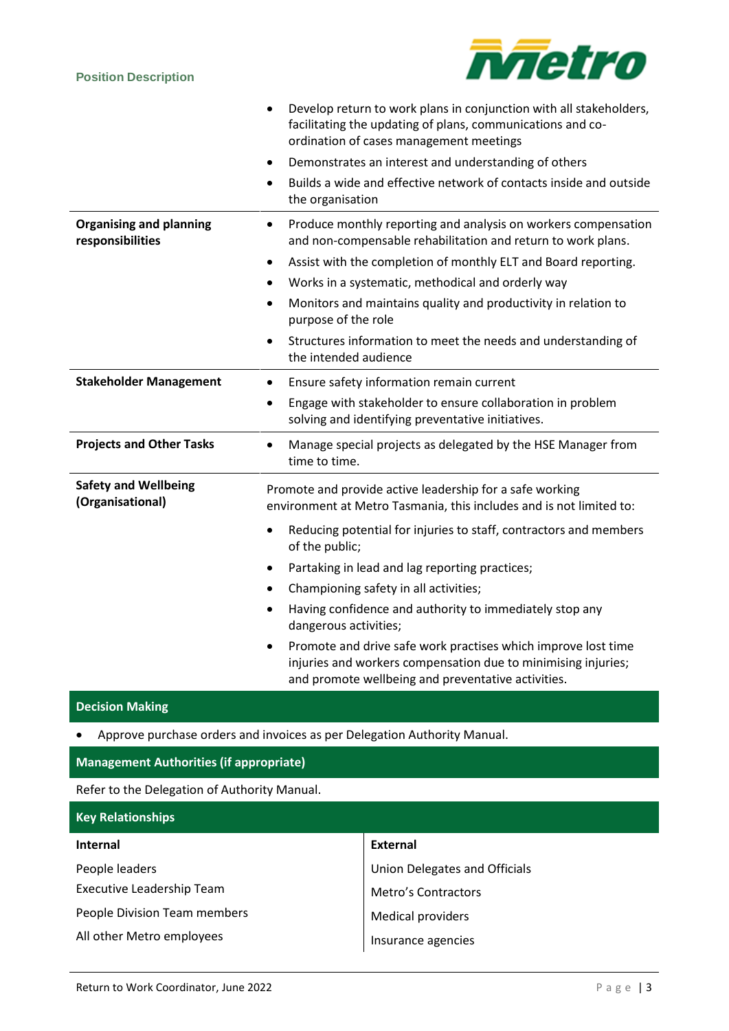| | |
|---|---|
| | • Develop return to work plans in conjunction with all stakeholders, facilitating the updating of plans, communications and co-ordination of cases management meetings<br>• Demonstrates an interest and understanding of others<br>• Builds a wide and effective network of contacts inside and outside the organisation |
| **Organising and planning responsibilities** | • Produce monthly reporting and analysis on workers compensation and non-compensable rehabilitation and return to work plans.<br>• Assist with the completion of monthly ELT and Board reporting.<br>• Works in a systematic, methodical and orderly way<br>• Monitors and maintains quality and productivity in relation to purpose of the role<br>• Structures information to meet the needs and understanding of the intended audience |
| **Stakeholder Management** | • Ensure safety information remain current<br>• Engage with stakeholder to ensure collaboration in problem solving and identifying preventative initiatives. |
| **Projects and Other Tasks** | • Manage special projects as delegated by the HSE Manager from time to time. |
| **Safety and Wellbeing (Organisational)** | Promote and provide active leadership for a safe working environment at Metro Tasmania, this includes and is not limited to:<br>• Reducing potential for injuries to staff, contractors and members of the public;<br>• Partaking in lead and lag reporting practices;<br>• Championing safety in all activities;<br>• Having confidence and authority to immediately stop any dangerous activities;<br>• Promote and drive safe work practises which improve lost time injuries and workers compensation due to minimising injuries; and promote wellbeing and preventative activities. |

## Decision Making

- Approve purchase orders and invoices as per Delegation Authority Manual.

## Management Authorities (if appropriate)

Refer to the Delegation of Authority Manual.

## Key Relationships

| Internal | External |
|---|---|
| People leaders | Union Delegates and Officials |
| Executive Leadership Team | Metro's Contractors |
| People Division Team members | Medical providers |
| All other Metro employees | Insurance agencies |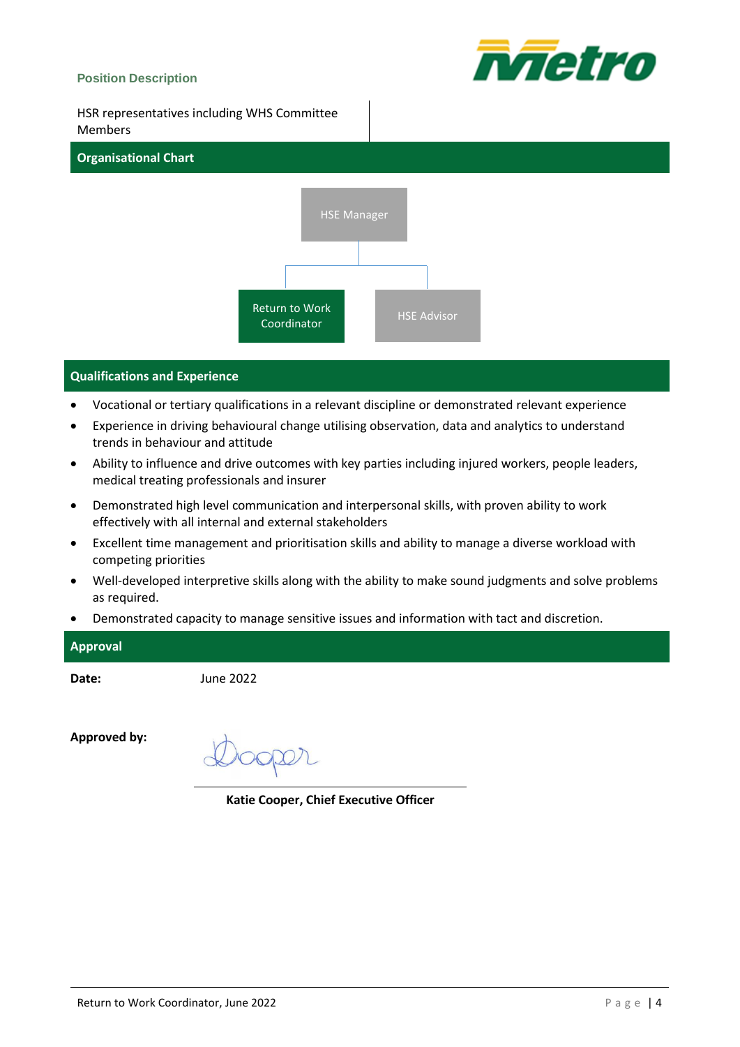HSR representatives including WHS Committee Members

## Organisational Chart

HSE Manager

Return to Work Coordinator

HSE Advisor

## Qualifications and Experience

- Vocational or tertiary qualifications in a relevant discipline or demonstrated relevant experience
- Experience in driving behavioural change utilising observation, data and analytics to understand trends in behaviour and attitude
- Ability to influence and drive outcomes with key parties including injured workers, people leaders, medical treating professionals and insurer
- Demonstrated high level communication and interpersonal skills, with proven ability to work effectively with all internal and external stakeholders
- Excellent time management and prioritisation skills and ability to manage a diverse workload with competing priorities
- Well-developed interpretive skills along with the ability to make sound judgments and solve problems as required.
- Demonstrated capacity to manage sensitive issues and information with tact and discretion.

## Approval

**Date:** June 2022

**Approved by:**

**Katie Cooper, Chief Executive Officer**